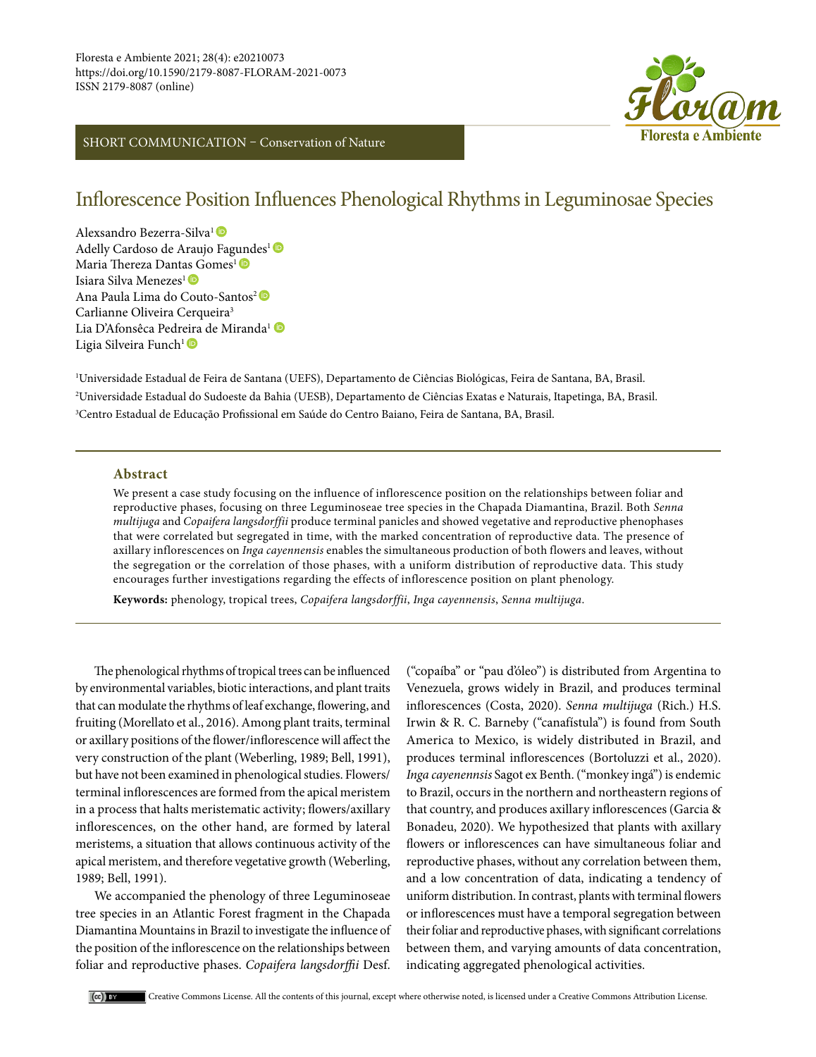SHORT COMMUNICATION – Conservation of Nature

# Inflorescence Position Influences Phenological Rhythms in Leguminosae Species

Alexsandro Bezerra-Silva[1]
Adelly Cardoso de Araujo Fagundes[1]
Maria Thereza Dantas Gomes[1]
Isiara Silva Menezes[1]
Ana Paula Lima do Couto-Santos[2]
Carlianne Oliveira Cerqueira[3]
Lia D'Afonsêca Pedreira de Miranda[1]
Ligia Silveira Funch[1]

[1]Universidade Estadual de Feira de Santana (UEFS), Departamento de Ciências Biológicas, Feira de Santana, BA, Brasil.
[2]Universidade Estadual do Sudoeste da Bahia (UESB), Departamento de Ciências Exatas e Naturais, Itapetinga, BA, Brasil.
[3]Centro Estadual de Educação Profissional em Saúde do Centro Baiano, Feira de Santana, BA, Brasil.

## Abstract

We present a case study focusing on the influence of inflorescence position on the relationships between foliar and reproductive phases, focusing on three Leguminoseae tree species in the Chapada Diamantina, Brazil. Both *Senna multijuga* and *Copaifera langsdorffii* produce terminal panicles and showed vegetative and reproductive phenophases that were correlated but segregated in time, with the marked concentration of reproductive data. The presence of axillary inflorescences on *Inga cayenensis* enables the simultaneous production of both flowers and leaves, without the segregation or the correlation of those phases, with a uniform distribution of reproductive data. This study encourages further investigations regarding the effects of inflorescence position on plant phenology.

**Keywords:** phenology, tropical trees, *Copaifera langsdorffii*, *Inga cayenensis*, *Senna multijuga*.

The phenological rhythms of tropical trees can be influenced by environmental variables, biotic interactions, and plant traits that can modulate the rhythms of leaf exchange, flowering, and fruiting (Morellato et al., 2016). Among plant traits, terminal or axillary positions of the flower/inflorescence will affect the very construction of the plant (Weberling, 1989; Bell, 1991), but have not been examined in phenological studies. Flowers/terminal inflorescences are formed from the apical meristem in a process that halts meristematic activity; flowers/axillary inflorescences, on the other hand, are formed by lateral meristems, a situation that allows continuous activity of the apical meristem, and therefore vegetative growth (Weberling, 1989; Bell, 1991).

We accompanied the phenology of three Leguminoseae tree species in an Atlantic Forest fragment in the Chapada Diamantina Mountains in Brazil to investigate the influence of the position of the inflorescence on the relationships between foliar and reproductive phases. *Copaifera langsdorffii* Desf. ("copaíba" or "pau d'óleo") is distributed from Argentina to Venezuela, grows widely in Brazil, and produces terminal inflorescences (Costa, 2020). *Senna multijuga* (Rich.) H.S. Irwin & R. C. Barneby ("canafístula") is found from South America to Mexico, is widely distributed in Brazil, and produces terminal inflorescences (Bortoluzzi et al., 2020). *Inga cayenennsis* Sagot ex Benth. ("monkey ingá") is endemic to Brazil, occurs in the northern and northeastern regions of that country, and produces axillary inflorescences (Garcia & Bonadeu, 2020). We hypothesized that plants with axillary flowers or inflorescences can have simultaneous foliar and reproductive phases, without any correlation between them, and a low concentration of data, indicating a tendency of uniform distribution. In contrast, plants with terminal flowers or inflorescences must have a temporal segregation between their foliar and reproductive phases, with significant correlations between them, and varying amounts of data concentration, indicating aggregated phenological activities.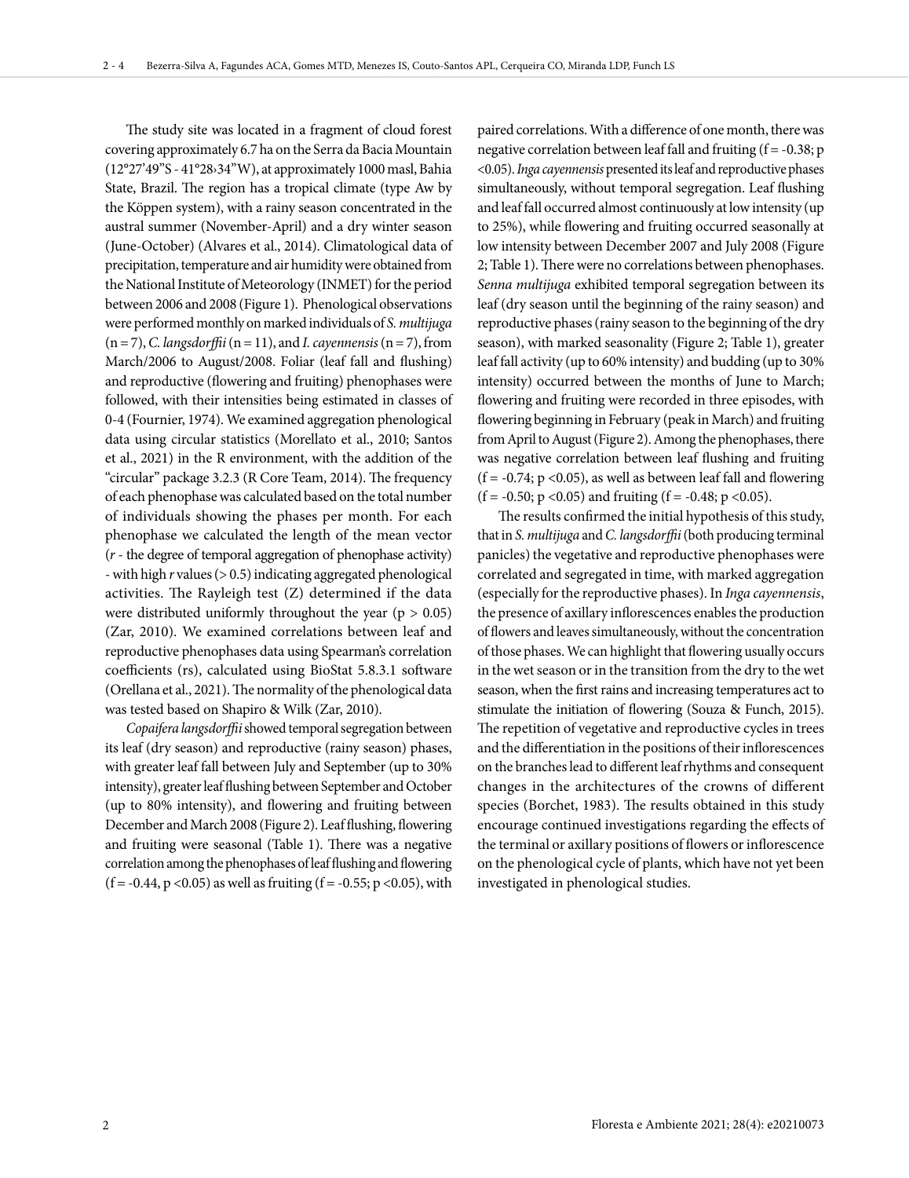The study site was located in a fragment of cloud forest covering approximately 6.7 ha on the Serra da Bacia Mountain (12°27'49"S - 41°28›34"W), at approximately 1000 masl, Bahia State, Brazil. The region has a tropical climate (type Aw by the Köppen system), with a rainy season concentrated in the austral summer (November-April) and a dry winter season (June-October) (Alvares et al., 2014). Climatological data of precipitation, temperature and air humidity were obtained from the National Institute of Meteorology (INMET) for the period between 2006 and 2008 (Figure 1). Phenological observations were performed monthly on marked individuals of *S. multijuga* (n = 7), *C. langsdorffii* (n = 11), and *I. cayennensis* (n = 7), from March/2006 to August/2008. Foliar (leaf fall and flushing) and reproductive (flowering and fruiting) phenophases were followed, with their intensities being estimated in classes of 0-4 (Fournier, 1974). We examined aggregation phenological data using circular statistics (Morellato et al., 2010; Santos et al., 2021) in the R environment, with the addition of the "circular" package 3.2.3 (R Core Team, 2014). The frequency of each phenophase was calculated based on the total number of individuals showing the phases per month. For each phenophase we calculated the length of the mean vector ($r$ - the degree of temporal aggregation of phenophase activity) - with high $r$ values (> 0.5) indicating aggregated phenological activities. The Rayleigh test (Z) determined if the data were distributed uniformly throughout the year ($p > 0.05$) (Zar, 2010). We examined correlations between leaf and reproductive phenophases data using Spearman's correlation coefficients (rs), calculated using BioStat 5.8.3.1 software (Orellana et al., 2021). The normality of the phenological data was tested based on Shapiro & Wilk (Zar, 2010).

*Copaifera langsdorffii* showed temporal segregation between its leaf (dry season) and reproductive (rainy season) phases, with greater leaf fall between July and September (up to 30% intensity), greater leaf flushing between September and October (up to 80% intensity), and flowering and fruiting between December and March 2008 (Figure 2). Leaf flushing, flowering and fruiting were seasonal (Table 1). There was a negative correlation among the phenophases of leaf flushing and flowering ($f = -0.44$, $p < 0.05$) as well as fruiting ($f = -0.55$; $p < 0.05$), with paired correlations. With a difference of one month, there was negative correlation between leaf fall and fruiting ($f = -0.38$; $p < 0.05$). *Inga cayennensis* presented its leaf and reproductive phases simultaneously, without temporal segregation. Leaf flushing and leaf fall occurred almost continuously at low intensity (up to 25%), while flowering and fruiting occurred seasonally at low intensity between December 2007 and July 2008 (Figure 2; Table 1). There were no correlations between phenophases. *Senna multijuga* exhibited temporal segregation between its leaf (dry season until the beginning of the rainy season) and reproductive phases (rainy season to the beginning of the dry season), with marked seasonality (Figure 2; Table 1), greater leaf fall activity (up to 60% intensity) and budding (up to 30% intensity) occurred between the months of June to March; flowering and fruiting were recorded in three episodes, with flowering beginning in February (peak in March) and fruiting from April to August (Figure 2). Among the phenophases, there was negative correlation between leaf flushing and fruiting ($f = -0.74$; $p < 0.05$), as well as between leaf fall and flowering ($f = -0.50$; $p < 0.05$) and fruiting ($f = -0.48$; $p < 0.05$).

The results confirmed the initial hypothesis of this study, that in *S. multijuga* and *C. langsdorffii* (both producing terminal panicles) the vegetative and reproductive phenophases were correlated and segregated in time, with marked aggregation (especially for the reproductive phases). In *Inga cayennensis*, the presence of axillary inflorescences enables the production of flowers and leaves simultaneously, without the concentration of those phases. We can highlight that flowering usually occurs in the wet season or in the transition from the dry to the wet season, when the first rains and increasing temperatures act to stimulate the initiation of flowering (Souza & Funch, 2015). The repetition of vegetative and reproductive cycles in trees and the differentiation in the positions of their inflorescences on the branches lead to different leaf rhythms and consequent changes in the architectures of the crowns of different species (Borchet, 1983). The results obtained in this study encourage continued investigations regarding the effects of the terminal or axillary positions of flowers or inflorescence on the phenological cycle of plants, which have not yet been investigated in phenological studies.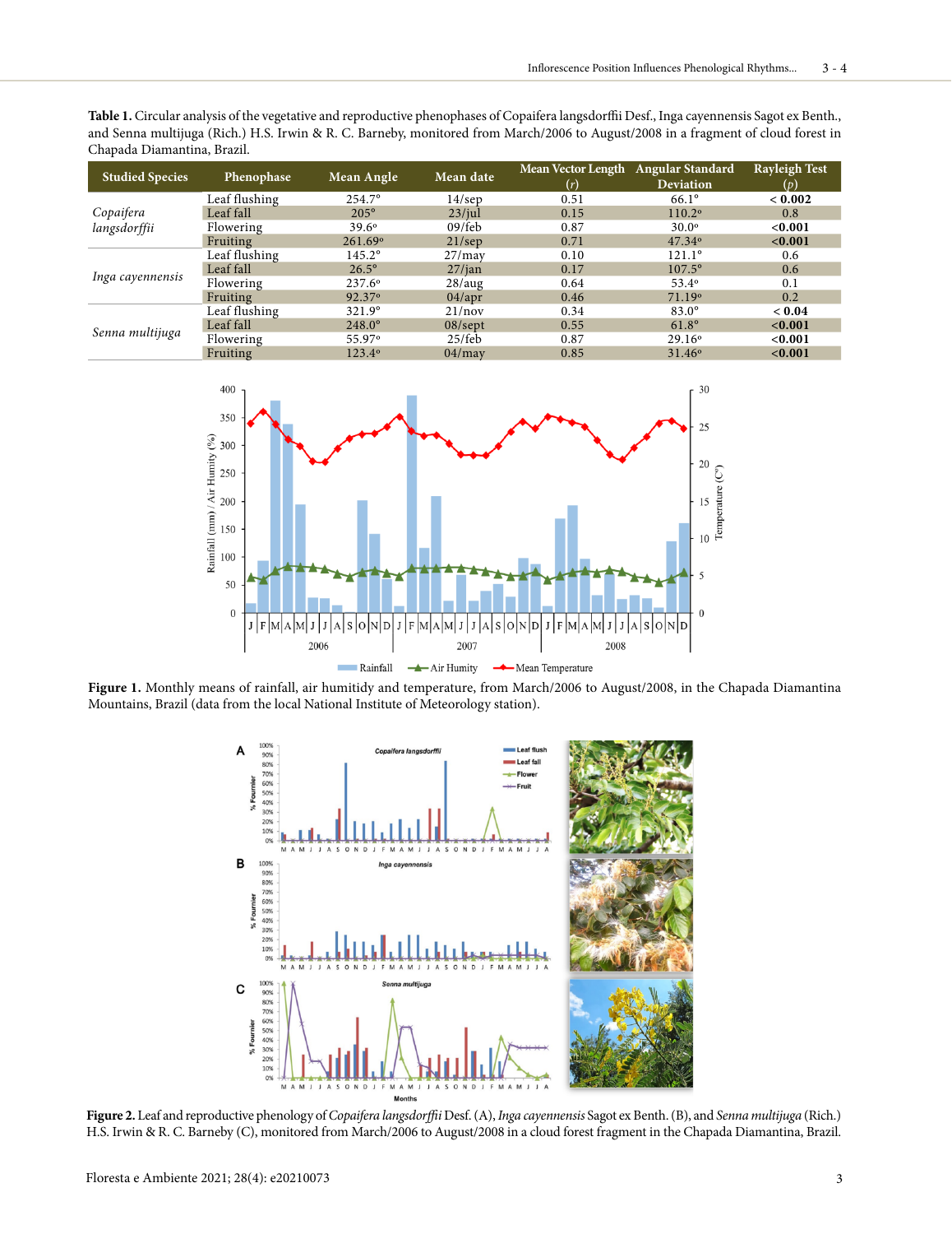**Table 1.** Circular analysis of the vegetative and reproductive phenophases of Copaifera langsdorffii Desf., Inga cayennensis Sagot ex Benth., and Senna multijuga (Rich.) H.S. Irwin & R. C. Barneby, monitored from March/2006 to August/2008 in a fragment of cloud forest in Chapada Diamantina, Brazil.

| Studied Species | Phenophase | Mean Angle | Mean date | Mean Vector Length (*r*) | Angular Standard Deviation | Rayleigh Test (*p*) |
|---|---|---|---|---|---|---|
| *Copaifera langsdorffii* | Leaf flushing | 254.7° | 14/sep | 0.51 | 66.1° | **< 0.002** |
| | Leaf fall | 205° | 23/jul | 0.15 | 110.2° | 0.8 |
| | Flowering | 39.6° | 09/feb | 0.87 | 30.0° | **<0.001** |
| | Fruiting | 261.69° | 21/sep | 0.71 | 47.34° | **<0.001** |
| *Inga cayennensis* | Leaf flushing | 145.2° | 27/may | 0.10 | 121.1° | 0.6 |
| | Leaf fall | 26.5° | 27/jan | 0.17 | 107.5° | 0.6 |
| | Flowering | 237.6° | 28/aug | 0.64 | 53.4° | 0.1 |
| | Fruiting | 92.37° | 04/apr | 0.46 | 71.19° | 0.2 |
| *Senna multijuga* | Leaf flushing | 321.9° | 21/nov | 0.34 | 83.0° | **< 0.04** |
| | Leaf fall | 248.0° | 08/sept | 0.55 | 61.8° | **<0.001** |
| | Flowering | 55.97° | 25/feb | 0.87 | 29.16° | **<0.001** |
| | Fruiting | 123.4° | 04/may | 0.85 | 31.46° | **<0.001** |

**Figure 1.** Monthly means of rainfall, air humitidy and temperature, from March/2006 to August/2008, in the Chapada Diamantina Mountains, Brazil (data from the local National Institute of Meteorology station).

**Figure 2.** Leaf and reproductive phenology of *Copaifera langsdorffii* Desf. (A), *Inga cayennensis* Sagot ex Benth. (B), and *Senna multijuga* (Rich.) H.S. Irwin & R. C. Barneby (C), monitored from March/2006 to August/2008 in a cloud forest fragment in the Chapada Diamantina, Brazil.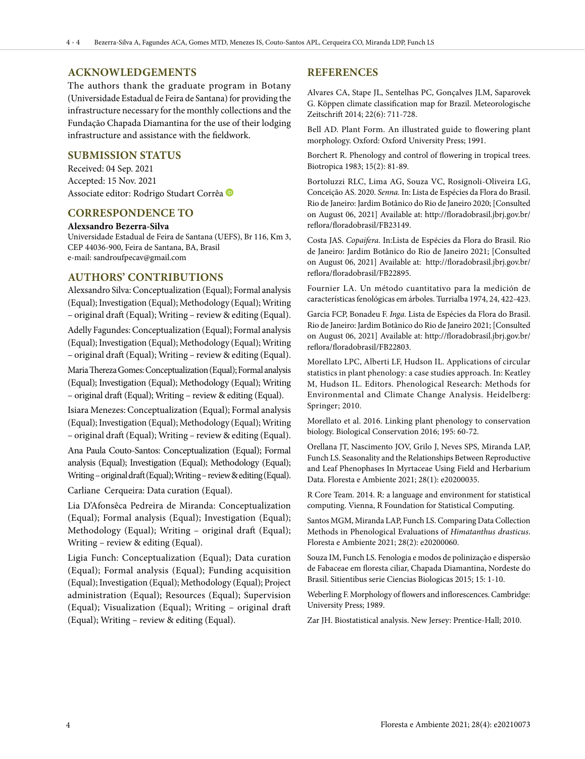## ACKNOWLEDGEMENTS

The authors thank the graduate program in Botany (Universidade Estadual de Feira de Santana) for providing the infrastructure necessary for the monthly collections and the Fundação Chapada Diamantina for the use of their lodging infrastructure and assistance with the fieldwork.

## SUBMISSION STATUS

Received: 04 Sep. 2021
Accepted: 15 Nov. 2021
Associate editor: Rodrigo Studart Corrêa

## CORRESPONDENCE TO

**Alexsandro Bezerra-Silva**
Universidade Estadual de Feira de Santana (UEFS), Br 116, Km 3, CEP 44036-900, Feira de Santana, BA, Brasil
e-mail: sandroufpecav@gmail.com

## AUTHORS' CONTRIBUTIONS

Alexsandro Silva: Conceptualization (Equal); Formal analysis (Equal); Investigation (Equal); Methodology (Equal); Writing – original draft (Equal); Writing – review & editing (Equal).

Adelly Fagundes: Conceptualization (Equal); Formal analysis (Equal); Investigation (Equal); Methodology (Equal); Writing – original draft (Equal); Writing – review & editing (Equal).

Maria Thereza Gomes: Conceptualization (Equal); Formal analysis (Equal); Investigation (Equal); Methodology (Equal); Writing – original draft (Equal); Writing – review & editing (Equal).

Isiara Menezes: Conceptualization (Equal); Formal analysis (Equal); Investigation (Equal); Methodology (Equal); Writing – original draft (Equal); Writing – review & editing (Equal).

Ana Paula Couto-Santos: Conceptualization (Equal); Formal analysis (Equal); Investigation (Equal); Methodology (Equal); Writing – original draft (Equal); Writing – review & editing (Equal).

Carliane Cerqueira: Data curation (Equal).

Lia D'Afonsêca Pedreira de Miranda: Conceptualization (Equal); Formal analysis (Equal); Investigation (Equal); Methodology (Equal); Writing – original draft (Equal); Writing – review & editing (Equal).

Ligia Funch: Conceptualization (Equal); Data curation (Equal); Formal analysis (Equal); Funding acquisition (Equal); Investigation (Equal); Methodology (Equal); Project administration (Equal); Resources (Equal); Supervision (Equal); Visualization (Equal); Writing – original draft (Equal); Writing – review & editing (Equal).

## REFERENCES

Alvares CA, Stape JL, Sentelhas PC, Gonçalves JLM, Saparovek G. Köppen climate classification map for Brazil. Meteorologische Zeitschrift 2014; 22(6): 711-728.

Bell AD. Plant Form. An illustrated guide to flowering plant morphology. Oxford: Oxford University Press; 1991.

Borchert R. Phenology and control of flowering in tropical trees. Biotropica 1983; 15(2): 81-89.

Bortoluzzi RLC, Lima AG, Souza VC, Rosignoli-Oliveira LG, Conceição AS. 2020. *Senna.* In: Lista de Espécies da Flora do Brasil. Rio de Janeiro: Jardim Botânico do Rio de Janeiro 2020; [Consulted on August 06, 2021] Available at: http://floradobrasil.jbrj.gov.br/reflora/floradobrasil/FB23149.

Costa JAS. *Copaifera.* In:Lista de Espécies da Flora do Brasil. Rio de Janeiro: Jardim Botânico do Rio de Janeiro 2021; [Consulted on August 06, 2021] Available at: http://floradobrasil.jbrj.gov.br/reflora/floradobrasil/FB22895.

Fournier LA. Un método cuantitativo para la medición de características fenológicas em árboles. Turrialba 1974, 24, 422-423.

Garcia FCP, Bonadeu F. *Inga.* Lista de Espécies da Flora do Brasil. Rio de Janeiro: Jardim Botânico do Rio de Janeiro 2021; [Consulted on August 06, 2021] Available at: http://floradobrasil.jbrj.gov.br/reflora/floradobrasil/FB22803.

Morellato LPC, Alberti LF, Hudson IL. Applications of circular statistics in plant phenology: a case studies approach. In: Keatley M, Hudson IL. Editors. Phenological Research: Methods for Environmental and Climate Change Analysis. Heidelberg: Springer; 2010.

Morellato et al. 2016. Linking plant phenology to conservation biology. Biological Conservation 2016; 195: 60-72.

Orellana JT, Nascimento JOV, Grilo J, Neves SPS, Miranda LAP, Funch LS. Seasonality and the Relationships Between Reproductive and Leaf Phenophases In Myrtaceae Using Field and Herbarium Data. Floresta e Ambiente 2021; 28(1): e20200035.

R Core Team. 2014. R: a language and environment for statistical computing. Vienna, R Foundation for Statistical Computing.

Santos MGM, Miranda LAP, Funch LS. Comparing Data Collection Methods in Phenological Evaluations of *Himatanthus drasticus*. Floresta e Ambiente 2021; 28(2): e20200060.

Souza IM, Funch LS. Fenologia e modos de polinização e dispersão de Fabaceae em floresta ciliar, Chapada Diamantina, Nordeste do Brasil. Sitientibus serie Ciencias Biologicas 2015; 15: 1-10.

Weberling F. Morphology of flowers and inflorescences. Cambridge: University Press; 1989.

Zar JH. Biostatistical analysis. New Jersey: Prentice-Hall; 2010.